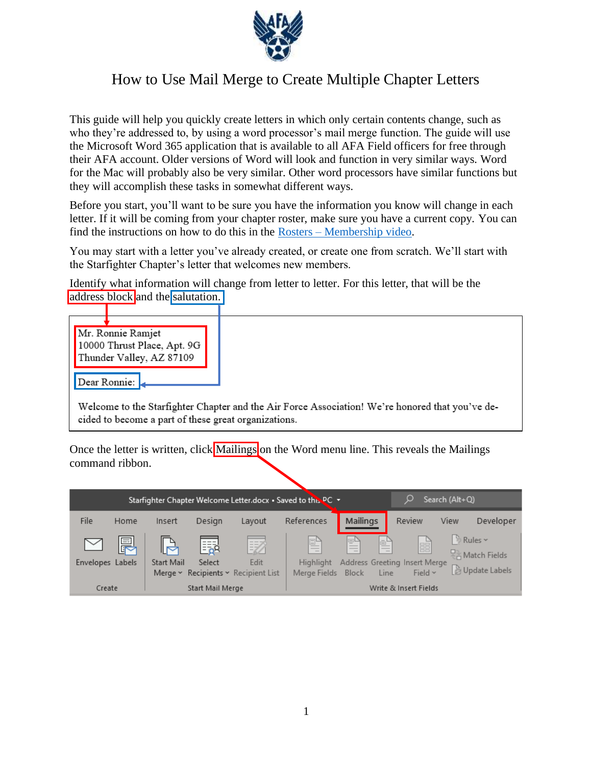# How to Use Mail Merge to Create Multiple Chapter Letters

This guide will help you quickly create letters in which only certain contents change, such as who they're addressed to, by using a word processor's mail merge function. The guide will use the Microsoft Word 365 application that is available to all AFA Field officers for free through their AFA account. Older versions of Word will look and function in very similar ways. Word for the Mac will probably also be very similar. Other word processors have similar functions but they will accomplish these tasks in somewhat different ways.

Before you start, you'll want to be sure you have the information you know will change in each letter. If it will be coming from your chapter roster, make sure you have a current copy. You can find the instructions on how to do this in the Rosters – Membership video.

You may start with a letter you've already created, or create one from scratch. We'll start with the Starfighter Chapter's letter that welcomes new members.

Identify what information will change from letter to letter. For this letter, that will be the address block and the salutation.

> Mr. Ronnie Ramjet
> 10000 Thrust Place, Apt. 9G
> Thunder Valley, AZ 87109
>
> Dear Ronnie:
>
> Welcome to the Starfighter Chapter and the Air Force Association! We're honored that you've decided to become a part of these great organizations.

Once the letter is written, click Mailings on the Word menu line. This reveals the Mailings command ribbon.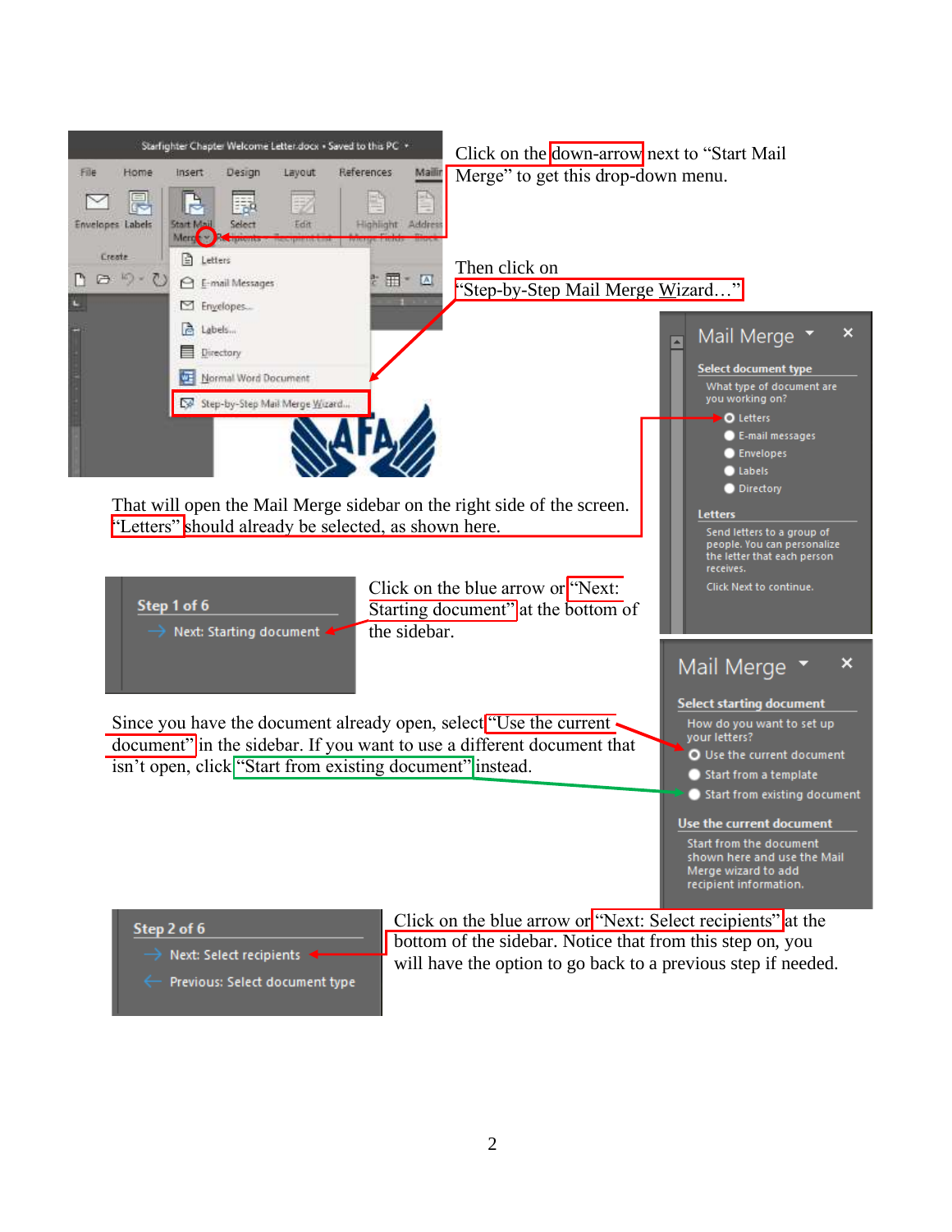Click on the down-arrow next to “Start Mail Merge” to get this drop-down menu.

Then click on “Step-by-Step Mail Merge Wizard…”

That will open the Mail Merge sidebar on the right side of the screen. “Letters” should already be selected, as shown here.

Click on the blue arrow or “Next: Starting document” at the bottom of the sidebar.

Since you have the document already open, select “Use the current document” in the sidebar. If you want to use a different document that isn’t open, click “Start from existing document” instead.

Click on the blue arrow or “Next: Select recipients” at the bottom of the sidebar. Notice that from this step on, you will have the option to go back to a previous step if needed.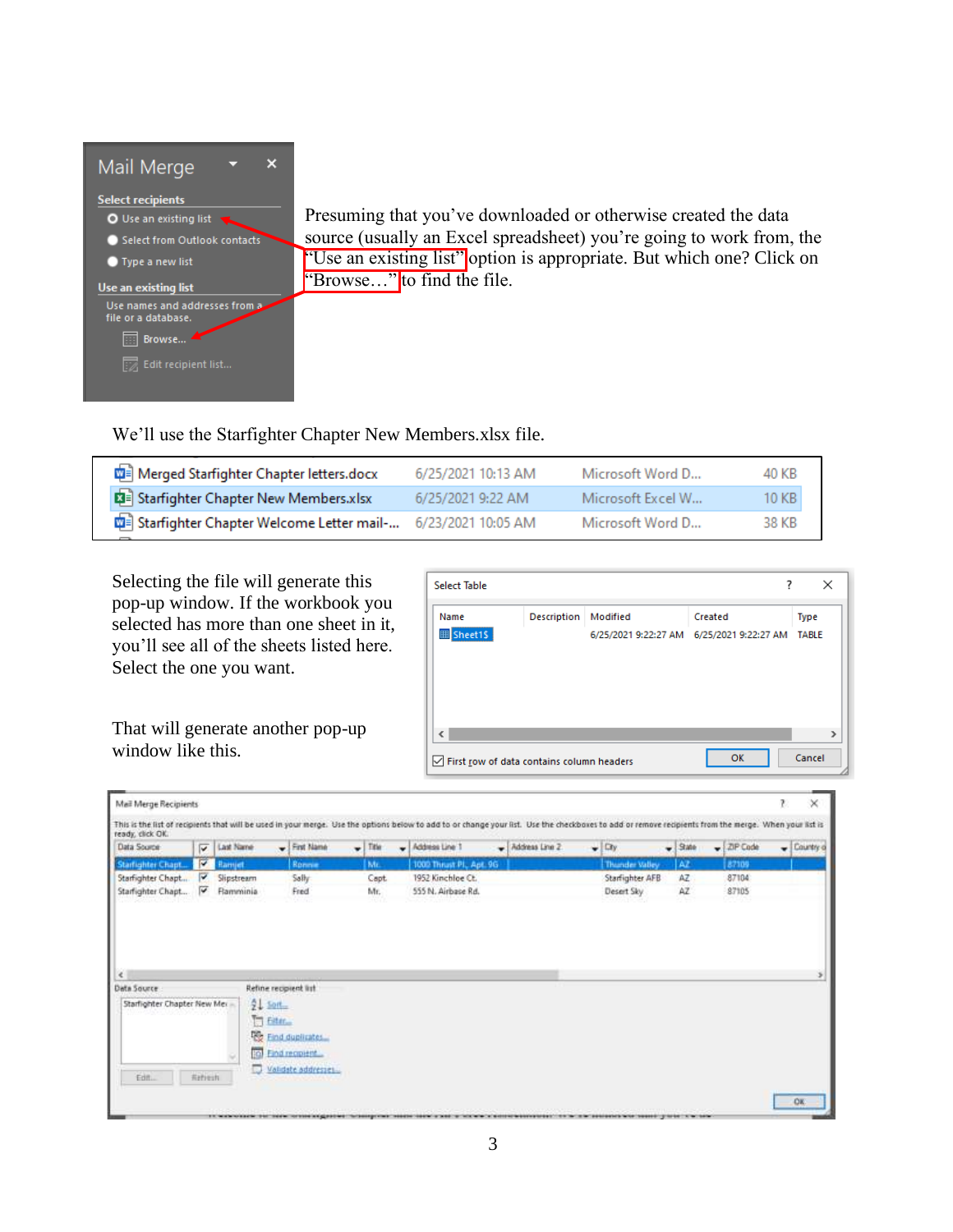Presuming that you've downloaded or otherwise created the data source (usually an Excel spreadsheet) you're going to work from, the "Use an existing list" option is appropriate. But which one? Click on "Browse…" to find the file.

We'll use the Starfighter Chapter New Members.xlsx file.

Selecting the file will generate this pop-up window. If the workbook you selected has more than one sheet in it, you'll see all of the sheets listed here. Select the one you want.

That will generate another pop-up window like this.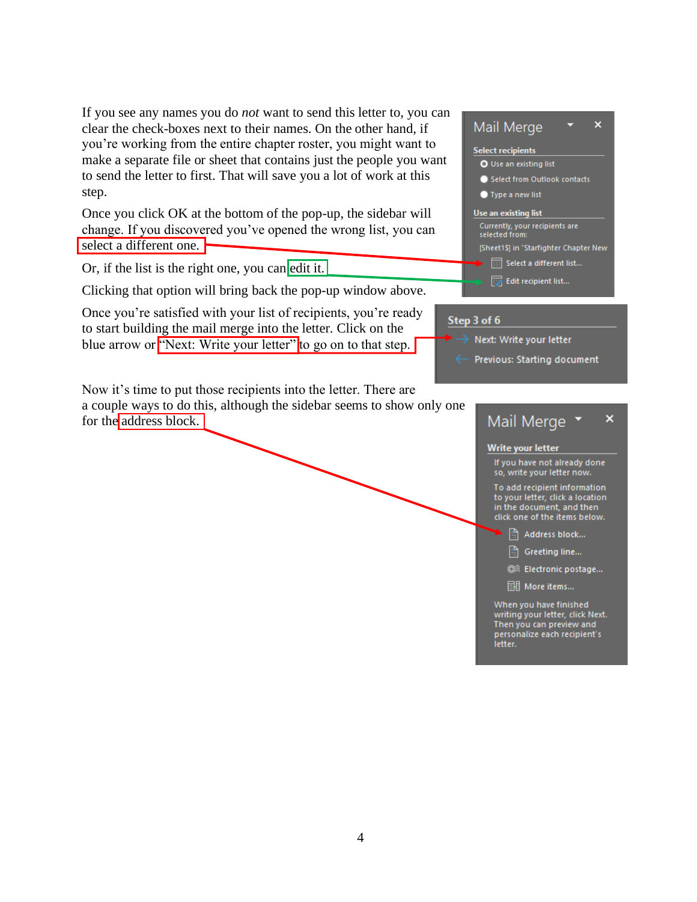If you see any names you do *not* want to send this letter to, you can clear the check-boxes next to their names. On the other hand, if you're working from the entire chapter roster, you might want to make a separate file or sheet that contains just the people you want to send the letter to first. That will save you a lot of work at this step.

Once you click OK at the bottom of the pop-up, the sidebar will change. If you discovered you've opened the wrong list, you can select a different one.

Or, if the list is the right one, you can edit it.

Clicking that option will bring back the pop-up window above.

Once you're satisfied with your list of recipients, you're ready to start building the mail merge into the letter. Click on the blue arrow or "Next: Write your letter" to go on to that step.

Now it's time to put those recipients into the letter. There are a couple ways to do this, although the sidebar seems to show only one for the address block.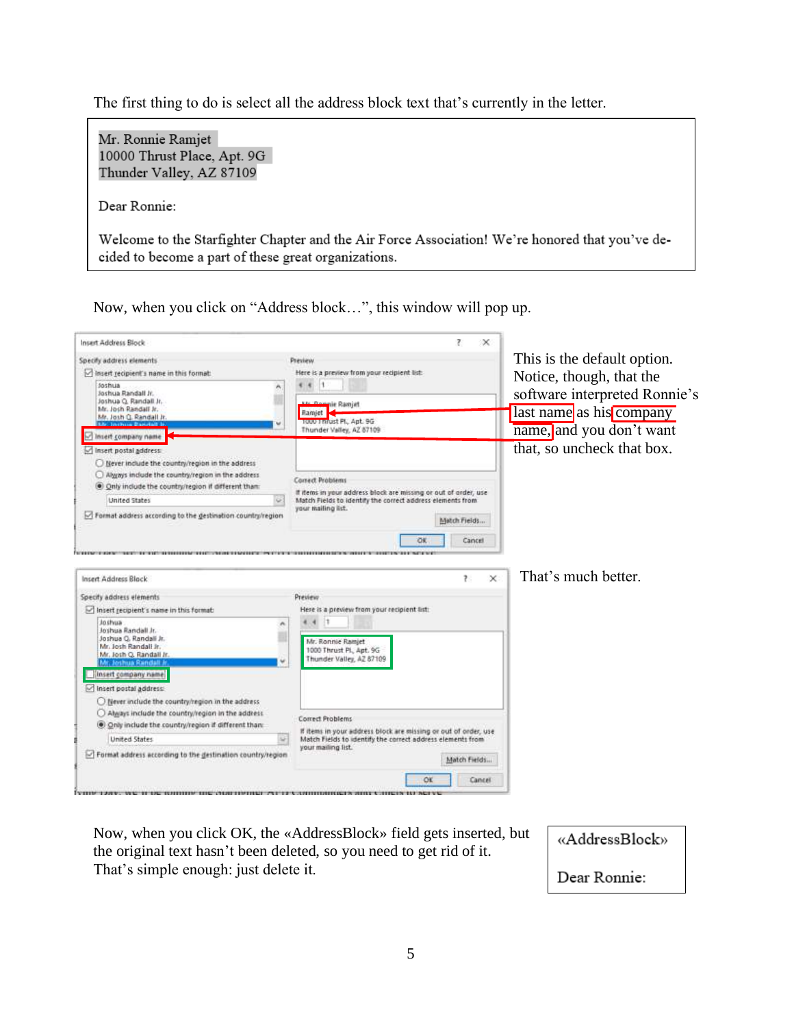The first thing to do is select all the address block text that's currently in the letter.

> Mr. Ronnie Ramjet
> 10000 Thrust Place, Apt. 9G
> Thunder Valley, AZ 87109
>
> Dear Ronnie:
>
> Welcome to the Starfighter Chapter and the Air Force Association! We're honored that you've decided to become a part of these great organizations.

Now, when you click on "Address block…", this window will pop up.

This is the default option. Notice, though, that the software interpreted Ronnie's last name as his company name, and you don't want that, so uncheck that box.

That's much better.

Now, when you click OK, the «AddressBlock» field gets inserted, but the original text hasn't been deleted, so you need to get rid of it. That's simple enough: just delete it.

> «AddressBlock»
>
> Dear Ronnie: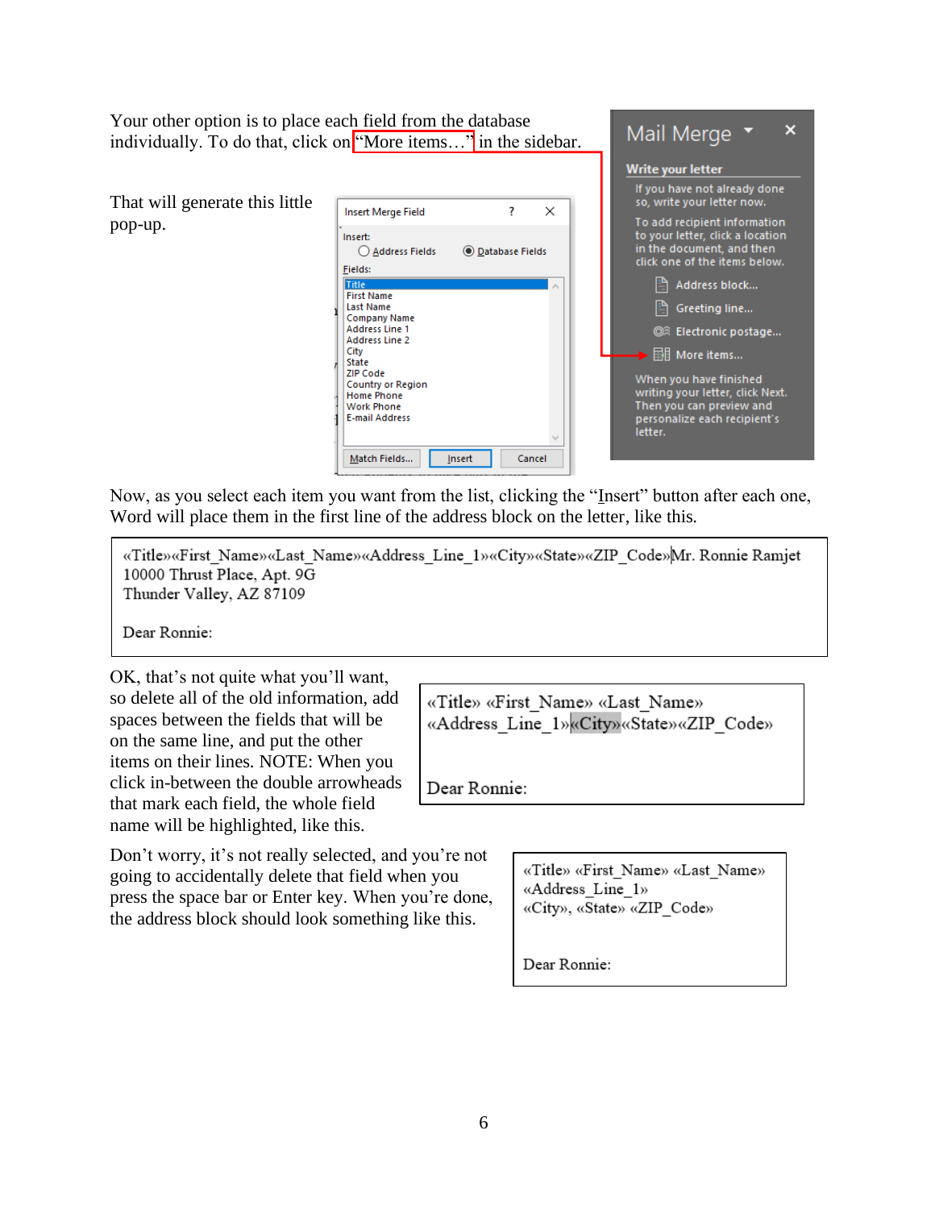Your other option is to place each field from the database individually. To do that, click on "More items…" in the sidebar.

That will generate this little pop-up.

Insert Merge Field

Insert:
Address Fields
Database Fields

Fields:
Title
First Name
Last Name
Company Name
Address Line 1
Address Line 2
City
State
ZIP Code
Country or Region
Home Phone
Work Phone
E-mail Address

Match Fields... | Insert | Cancel

Mail Merge

**Write your letter**

If you have not already done so, write your letter now.

To add recipient information to your letter, click a location in the document, and then click one of the items below.

Address block...
Greeting line...
Electronic postage...
More items...

When you have finished writing your letter, click Next. Then you can preview and personalize each recipient's letter.

Now, as you select each item you want from the list, clicking the "Insert" button after each one, Word will place them in the first line of the address block on the letter, like this.

«Title»«First_Name»«Last_Name»«Address_Line_1»«City»«State»«ZIP_Code»Mr. Ronnie Ramjet
10000 Thrust Place, Apt. 9G
Thunder Valley, AZ 87109

Dear Ronnie:

OK, that's not quite what you'll want, so delete all of the old information, add spaces between the fields that will be on the same line, and put the other items on their lines. NOTE: When you click in-between the double arrowheads that mark each field, the whole field name will be highlighted, like this.

«Title» «First_Name» «Last_Name»
«Address_Line_1»«City»«State»«ZIP_Code»

Dear Ronnie:

Don't worry, it's not really selected, and you're not going to accidentally delete that field when you press the space bar or Enter key. When you're done, the address block should look something like this.

«Title» «First_Name» «Last_Name»
«Address_Line_1»
«City», «State» «ZIP_Code»

Dear Ronnie: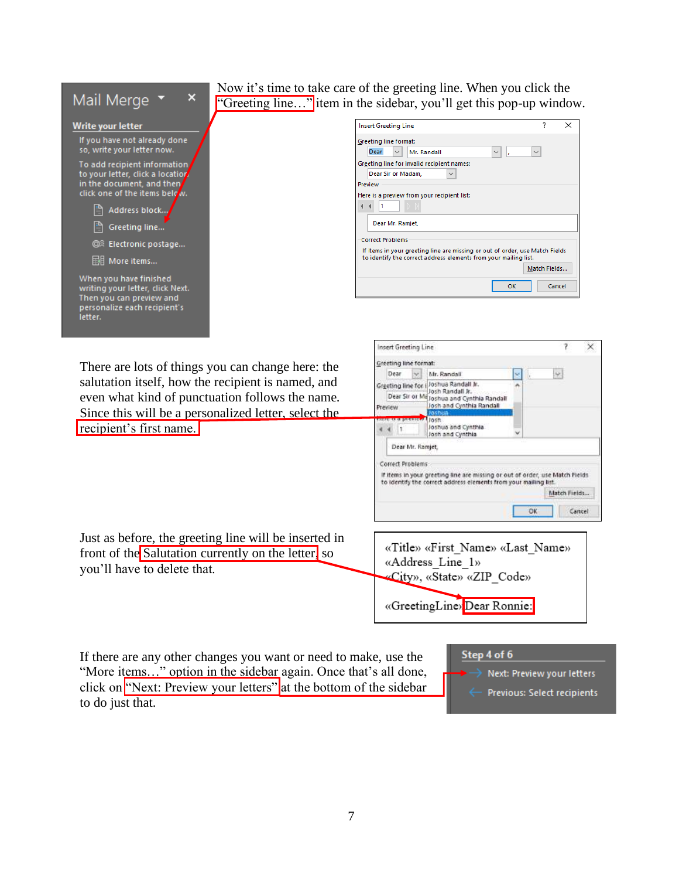Now it's time to take care of the greeting line. When you click the "Greeting line…" item in the sidebar, you'll get this pop-up window.

There are lots of things you can change here: the salutation itself, how the recipient is named, and even what kind of punctuation follows the name. Since this will be a personalized letter, select the recipient's first name.

Just as before, the greeting line will be inserted in front of the Salutation currently on the letter, so you'll have to delete that.

If there are any other changes you want or need to make, use the "More items…" option in the sidebar again. Once that's all done, click on "Next: Preview your letters" at the bottom of the sidebar to do just that.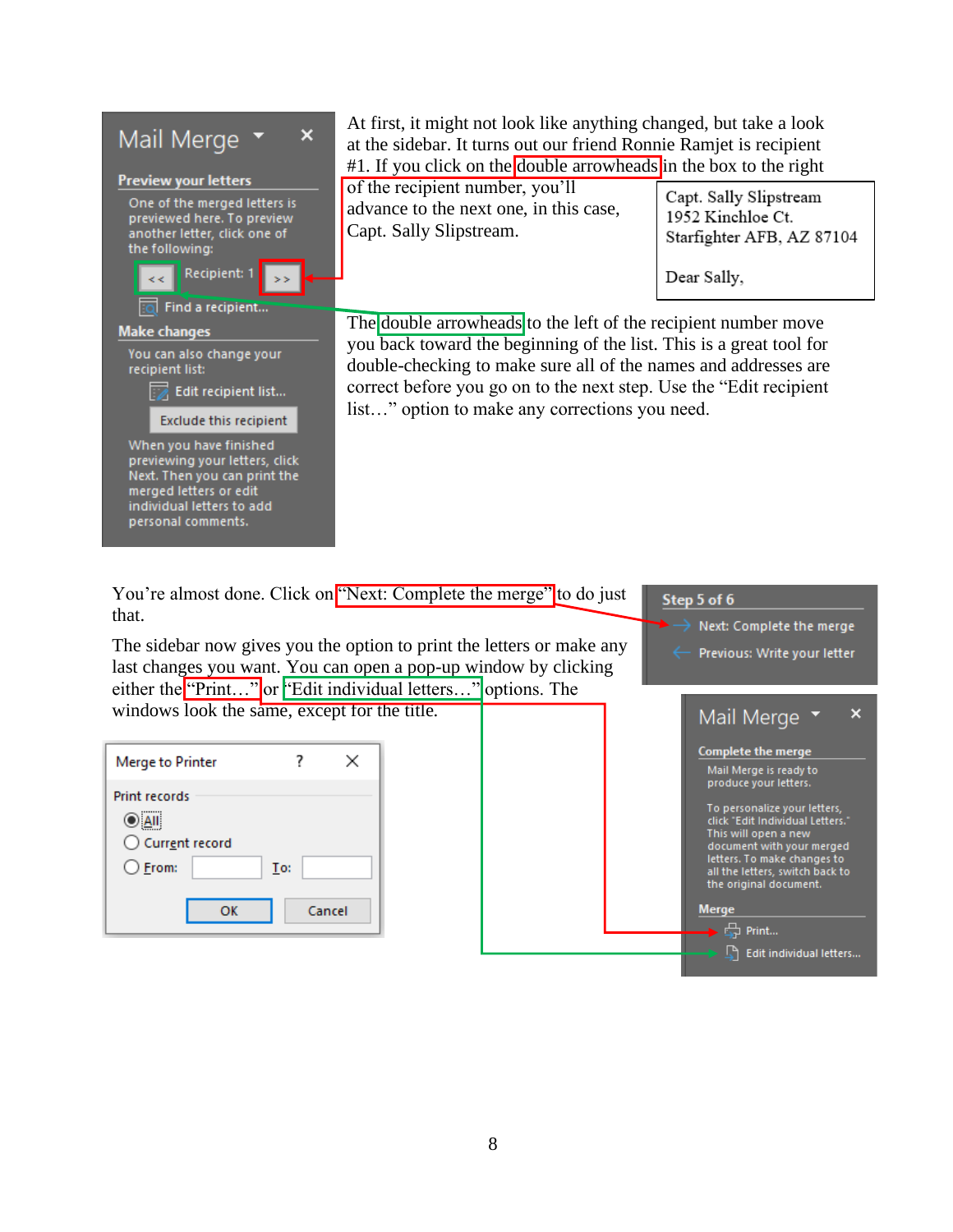At first, it might not look like anything changed, but take a look at the sidebar. It turns out our friend Ronnie Ramjet is recipient #1. If you click on the double arrowheads in the box to the right of the recipient number, you'll advance to the next one, in this case, Capt. Sally Slipstream.

Capt. Sally Slipstream
1952 Kinchloe Ct.
Starfighter AFB, AZ 87104

Dear Sally,

The double arrowheads to the left of the recipient number move you back toward the beginning of the list. This is a great tool for double-checking to make sure all of the names and addresses are correct before you go on to the next step. Use the "Edit recipient list…" option to make any corrections you need.

You're almost done. Click on "Next: Complete the merge" to do just that.

The sidebar now gives you the option to print the letters or make any last changes you want. You can open a pop-up window by clicking either the "Print…" or "Edit individual letters…" options. The windows look the same, except for the title.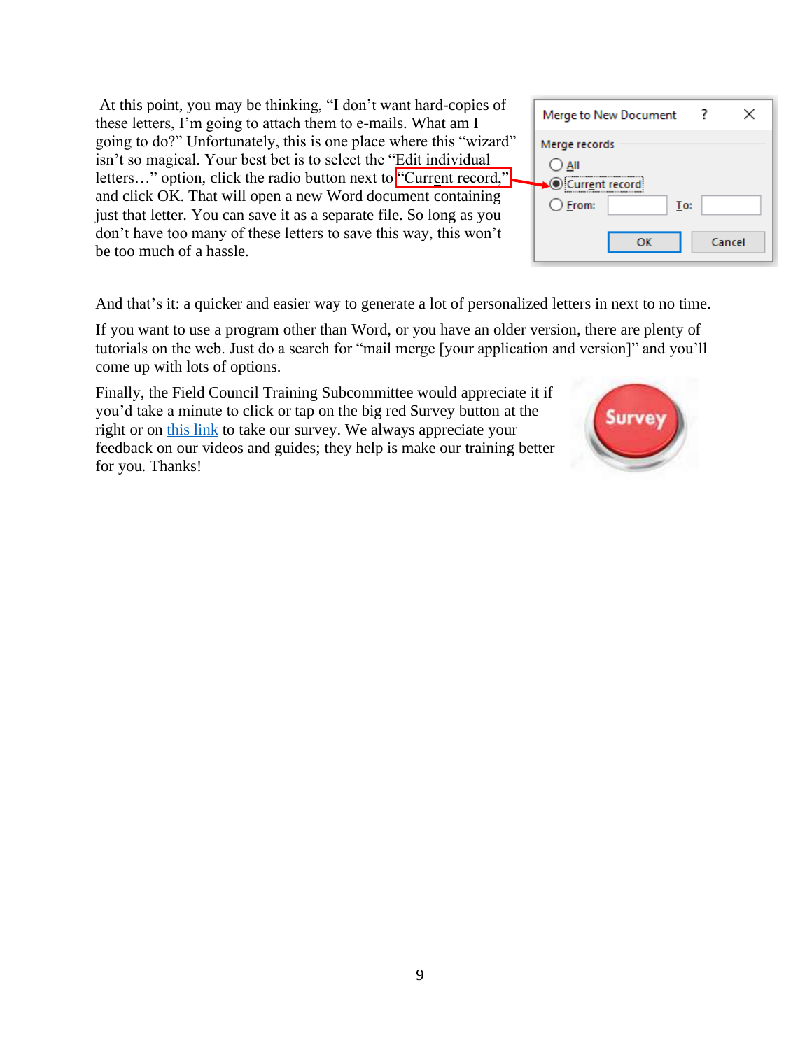At this point, you may be thinking, "I don't want hard-copies of these letters, I'm going to attach them to e-mails. What am I going to do?" Unfortunately, this is one place where this "wizard" isn't so magical. Your best bet is to select the "Edit individual letters…" option, click the radio button next to "Current record," and click OK. That will open a new Word document containing just that letter. You can save it as a separate file. So long as you don't have too many of these letters to save this way, this won't be too much of a hassle.

And that's it: a quicker and easier way to generate a lot of personalized letters in next to no time.

If you want to use a program other than Word, or you have an older version, there are plenty of tutorials on the web. Just do a search for "mail merge [your application and version]" and you'll come up with lots of options.

Finally, the Field Council Training Subcommittee would appreciate it if you'd take a minute to click or tap on the big red Survey button at the right or on this link to take our survey. We always appreciate your feedback on our videos and guides; they help is make our training better for you. Thanks!